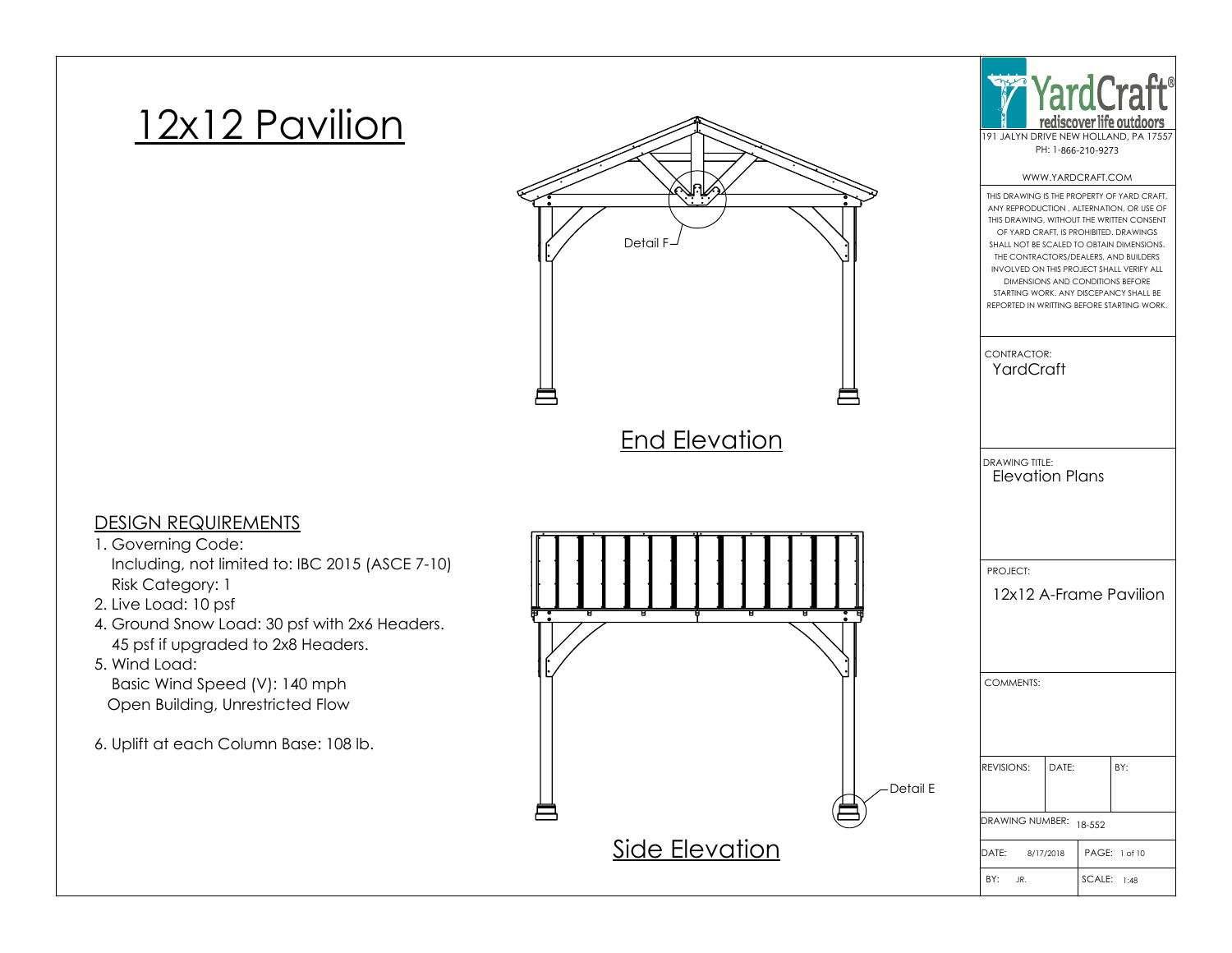# 12x12 Pavilion

Detail F

## End Elevation

## DESIGN REQUIREMENTS

1. Governing Code:
   Including, not limited to: IBC 2015 (ASCE 7-10)
   Risk Category: 1
2. Live Load: 10 psf
4. Ground Snow Load: 30 psf with 2x6 Headers.
   45 psf if upgraded to 2x8 Headers.
5. Wind Load:
   Basic Wind Speed (V): 140 mph
   Open Building, Unrestricted Flow

6. Uplift at each Column Base: 108 lb.

Detail E

## Side Elevation

YardCraft®
rediscover life outdoors

191 JALYN DRIVE NEW HOLLAND, PA 17557
PH: 1-866-210-9273

WWW.YARDCRAFT.COM

THIS DRAWING IS THE PROPERTY OF YARD CRAFT, ANY REPRODUCTION , ALTERNATION, OR USE OF THIS DRAWING, WITHOUT THE WRITTEN CONSENT OF YARD CRAFT, IS PROHIBITED. DRAWINGS SHALL NOT BE SCALED TO OBTAIN DIMENSIONS. THE CONTRACTORS/DEALERS, AND BUILDERS INVOLVED ON THIS PROJECT SHALL VERIFY ALL DIMENSIONS AND CONDITIONS BEFORE STARTING WORK. ANY DISCEPANCY SHALL BE REPORTED IN WRITTING BEFORE STARTING WORK.

CONTRACTOR:
YardCraft

DRAWING TITLE:
Elevation Plans

PROJECT:
12x12 A-Frame Pavilion

COMMENTS:

| REVISIONS: | DATE: | BY: |
| --- | --- | --- |
| | | |

DRAWING NUMBER: 18-552

DATE: 8/17/2018 | PAGE: 1 of 10

BY: JR. | SCALE: 1:48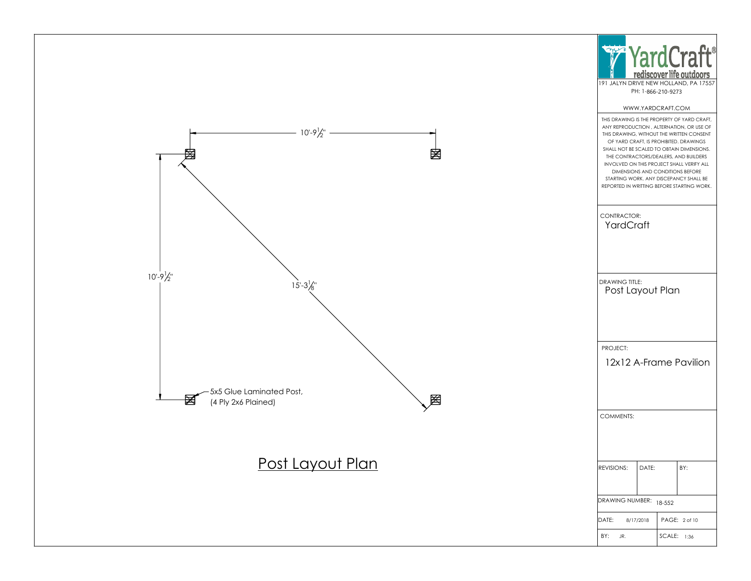10'-9½"

10'-9½"

15'-3⅛"

5x5 Glue Laminated Post, (4 Ply 2x6 Plained)

# Post Layout Plan

**YardCraft®**
rediscover life outdoors

191 JALYN DRIVE NEW HOLLAND, PA 17557
PH: 1-866-210-9273

WWW.YARDCRAFT.COM

THIS DRAWING IS THE PROPERTY OF YARD CRAFT, ANY REPRODUCTION , ALTERNATION, OR USE OF THIS DRAWING, WITHOUT THE WRITTEN CONSENT OF YARD CRAFT, IS PROHIBITED. DRAWINGS SHALL NOT BE SCALED TO OBTAIN DIMENSIONS. THE CONTRACTORS/DEALERS, AND BUILDERS INVOLVED ON THIS PROJECT SHALL VERIFY ALL DIMENSIONS AND CONDITIONS BEFORE STARTING WORK. ANY DISCEPANCY SHALL BE REPORTED IN WRITTING BEFORE STARTING WORK.

CONTRACTOR: YardCraft

DRAWING TITLE: Post Layout Plan

PROJECT: 12x12 A-Frame Pavilion

COMMENTS:

| REVISIONS: | DATE: | BY: |
| --- | --- | --- |
| | | |

DRAWING NUMBER: 18-552

DATE: 8/17/2018 | PAGE: 2 of 10

BY: JR. | SCALE: 1:36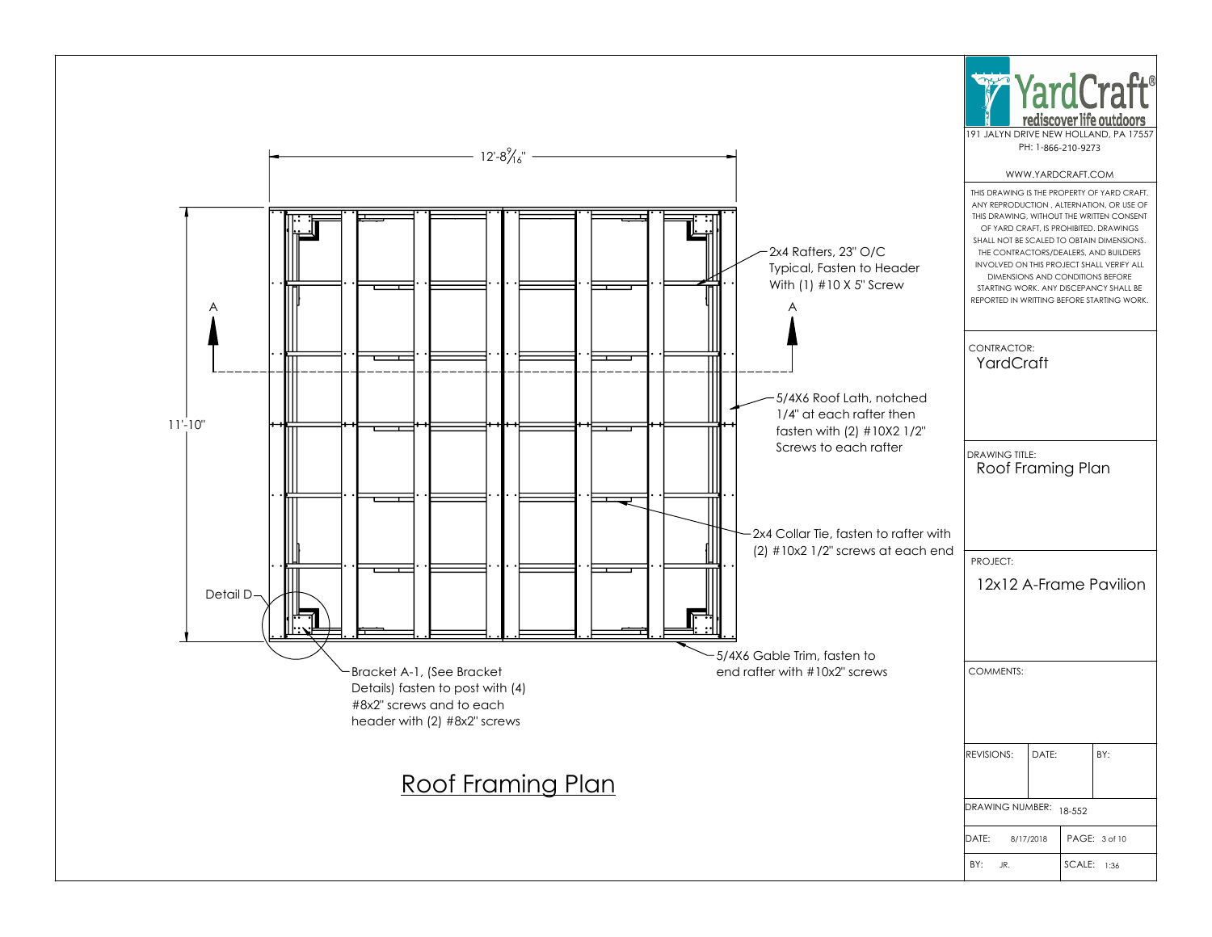12'-8 9/16"

11'-10"

A

A

2x4 Rafters, 23" O/C Typical, Fasten to Header With (1) #10 X 5" Screw

5/4X6 Roof Lath, notched 1/4" at each rafter then fasten with (2) #10X2 1/2" Screws to each rafter

2x4 Collar Tie, fasten to rafter with (2) #10x2 1/2" screws at each end

Detail D

5/4X6 Gable Trim, fasten to end rafter with #10x2" screws

Bracket A-1, (See Bracket Details) fasten to post with (4) #8x2" screws and to each header with (2) #8x2" screws

# Roof Framing Plan

YardCraft®
rediscover life outdoors
191 JALYN DRIVE NEW HOLLAND, PA 17557
PH: 1-866-210-9273

WWW.YARDCRAFT.COM

THIS DRAWING IS THE PROPERTY OF YARD CRAFT, ANY REPRODUCTION , ALTERNATION, OR USE OF THIS DRAWING, WITHOUT THE WRITTEN CONSENT OF YARD CRAFT, IS PROHIBITED. DRAWINGS SHALL NOT BE SCALED TO OBTAIN DIMENSIONS. THE CONTRACTORS/DEALERS, AND BUILDERS INVOLVED ON THIS PROJECT SHALL VERIFY ALL DIMENSIONS AND CONDITIONS BEFORE STARTING WORK. ANY DISCEPANCY SHALL BE REPORTED IN WRITTING BEFORE STARTING WORK.

CONTRACTOR: YardCraft

DRAWING TITLE: Roof Framing Plan

PROJECT: 12x12 A-Frame Pavilion

COMMENTS:

| REVISIONS: | DATE: | BY: |
| --- | --- | --- |
| | | |

DRAWING NUMBER: 18-552

| DATE: 8/17/2018 | PAGE: 3 of 10 |
| --- | --- |
| BY: JR. | SCALE: 1:36 |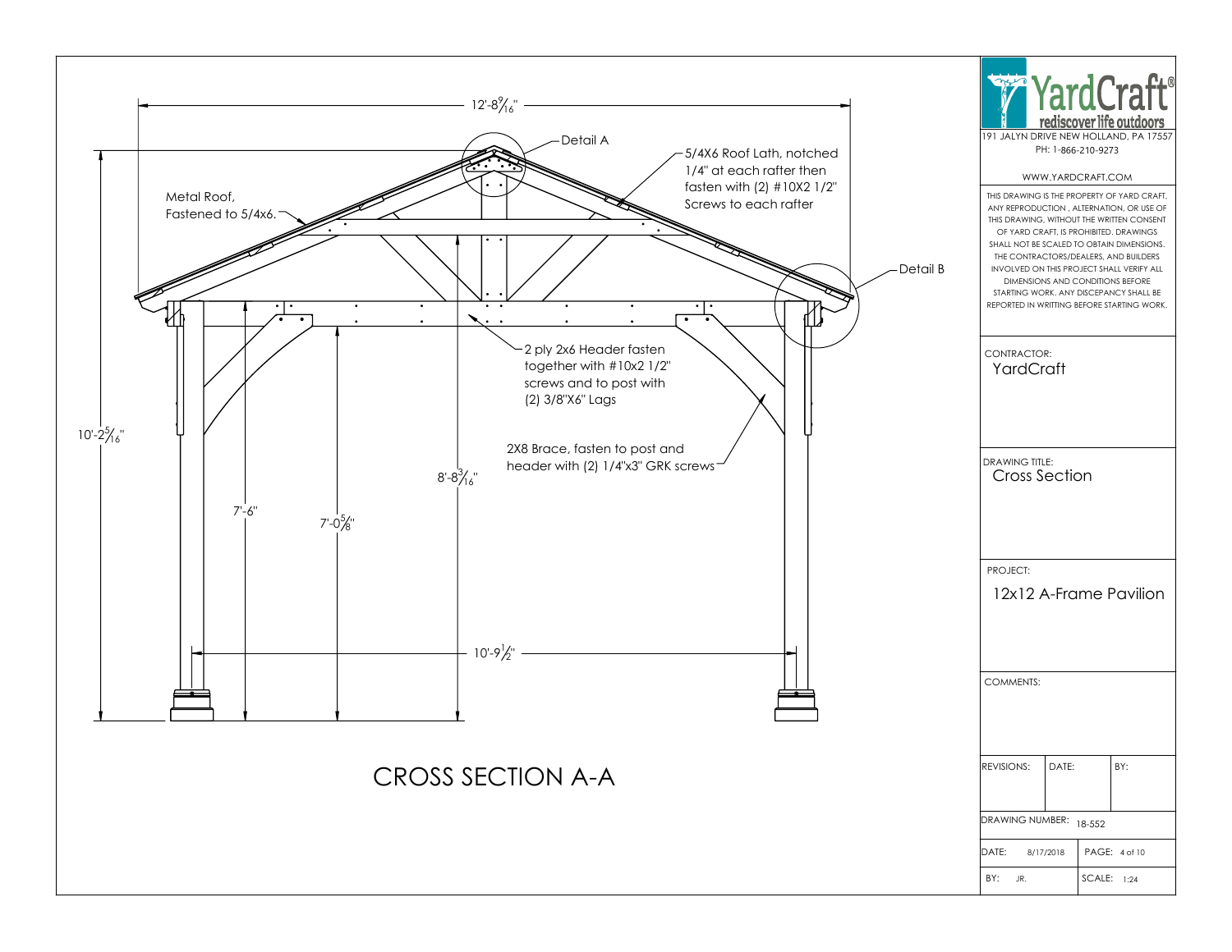# CROSS SECTION A-A

12'-8 9/16"

Detail A

5/4X6 Roof Lath, notched 1/4" at each rafter then fasten with (2) #10X2 1/2" Screws to each rafter

Metal Roof, Fastened to 5/4x6.

Detail B

2 ply 2x6 Header fasten together with #10x2 1/2" screws and to post with (2) 3/8"X6" Lags

2X8 Brace, fasten to post and header with (2) 1/4"x3" GRK screws

10'-2 5/16"

8'-8 3/16"

7'-6"

7'-0 5/8"

10'-9 1/2"

---

**YardCraft®** rediscover life outdoors

191 JALYN DRIVE NEW HOLLAND, PA 17557

PH: 1-866-210-9273

WWW.YARDCRAFT.COM

THIS DRAWING IS THE PROPERTY OF YARD CRAFT, ANY REPRODUCTION , ALTERNATION, OR USE OF THIS DRAWING, WITHOUT THE WRITTEN CONSENT OF YARD CRAFT, IS PROHIBITED. DRAWINGS SHALL NOT BE SCALED TO OBTAIN DIMENSIONS. THE CONTRACTORS/DEALERS, AND BUILDERS INVOLVED ON THIS PROJECT SHALL VERIFY ALL DIMENSIONS AND CONDITIONS BEFORE STARTING WORK. ANY DISCEPANCY SHALL BE REPORTED IN WRITTING BEFORE STARTING WORK.

CONTRACTOR: YardCraft

DRAWING TITLE: Cross Section

PROJECT: 12x12 A-Frame Pavilion

COMMENTS:

| REVISIONS: | DATE: | BY: |
| --- | --- | --- |
| | | |

DRAWING NUMBER: 18-552

DATE: 8/17/2018 | PAGE: 4 of 10

BY: JR. | SCALE: 1:24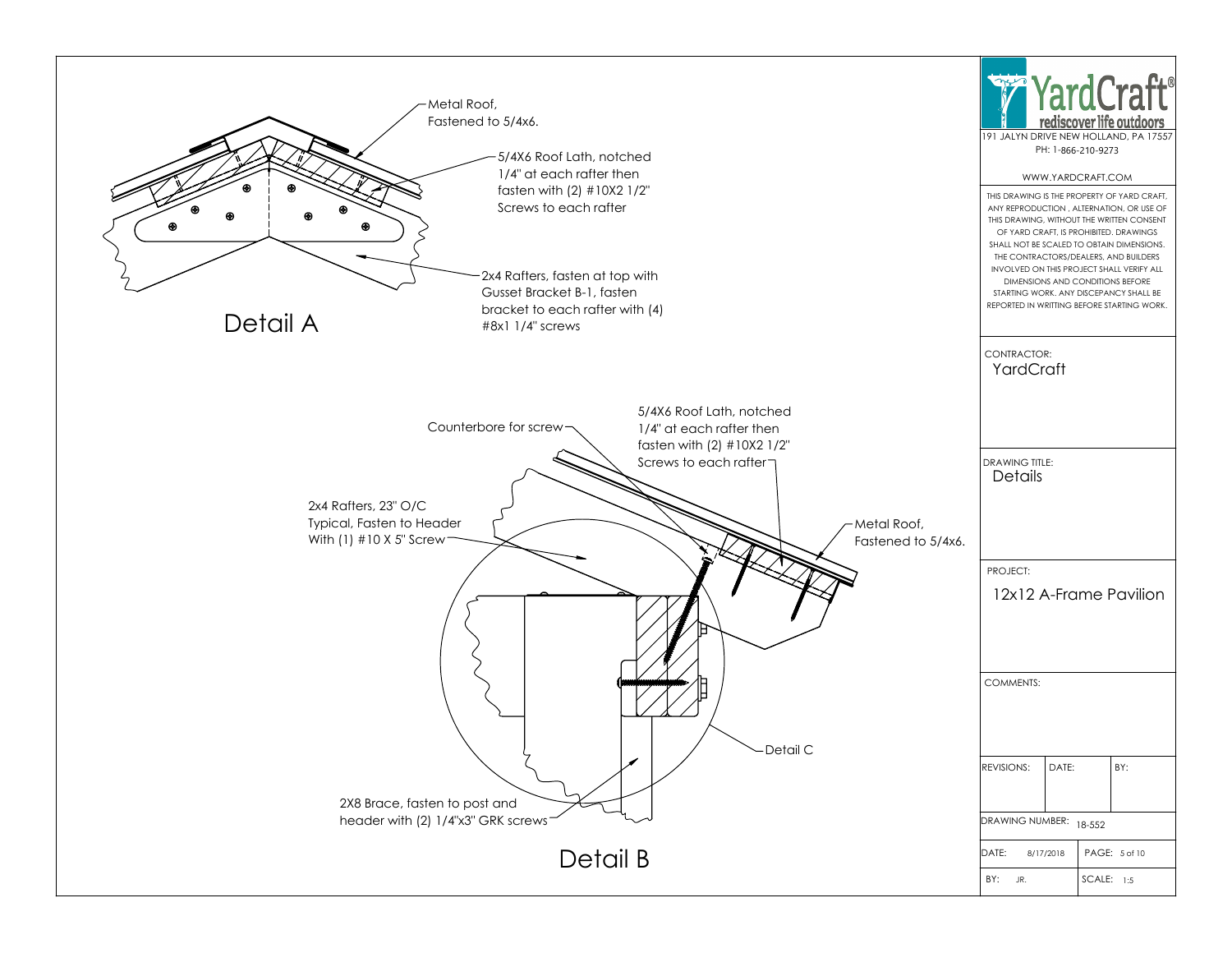## Detail A

Metal Roof,
Fastened to 5/4x6.

5/4X6 Roof Lath, notched 1/4" at each rafter then fasten with (2) #10X2 1/2" Screws to each rafter

2x4 Rafters, fasten at top with Gusset Bracket B-1, fasten bracket to each rafter with (4) #8x1 1/4" screws

## Detail B

Counterbore for screw

5/4X6 Roof Lath, notched 1/4" at each rafter then fasten with (2) #10X2 1/2" Screws to each rafter

2x4 Rafters, 23" O/C Typical, Fasten to Header With (1) #10 X 5" Screw

Metal Roof,
Fastened to 5/4x6.

Detail C

2X8 Brace, fasten to post and header with (2) 1/4"x3" GRK screws

---

**YardCraft®** rediscover life outdoors

191 JALYN DRIVE NEW HOLLAND, PA 17557
PH: 1-866-210-9273

WWW.YARDCRAFT.COM

THIS DRAWING IS THE PROPERTY OF YARD CRAFT, ANY REPRODUCTION , ALTERNATION, OR USE OF THIS DRAWING, WITHOUT THE WRITTEN CONSENT OF YARD CRAFT, IS PROHIBITED. DRAWINGS SHALL NOT BE SCALED TO OBTAIN DIMENSIONS. THE CONTRACTORS/DEALERS, AND BUILDERS INVOLVED ON THIS PROJECT SHALL VERIFY ALL DIMENSIONS AND CONDITIONS BEFORE STARTING WORK. ANY DISCEPANCY SHALL BE REPORTED IN WRITTING BEFORE STARTING WORK.

CONTRACTOR: YardCraft

DRAWING TITLE: Details

PROJECT: 12x12 A-Frame Pavilion

COMMENTS:

| REVISIONS: | DATE: | BY: |
|---|---|---|
| | | |

DRAWING NUMBER: 18-552

DATE: 8/17/2018 | PAGE: 5 of 10

BY: JR. | SCALE: 1:5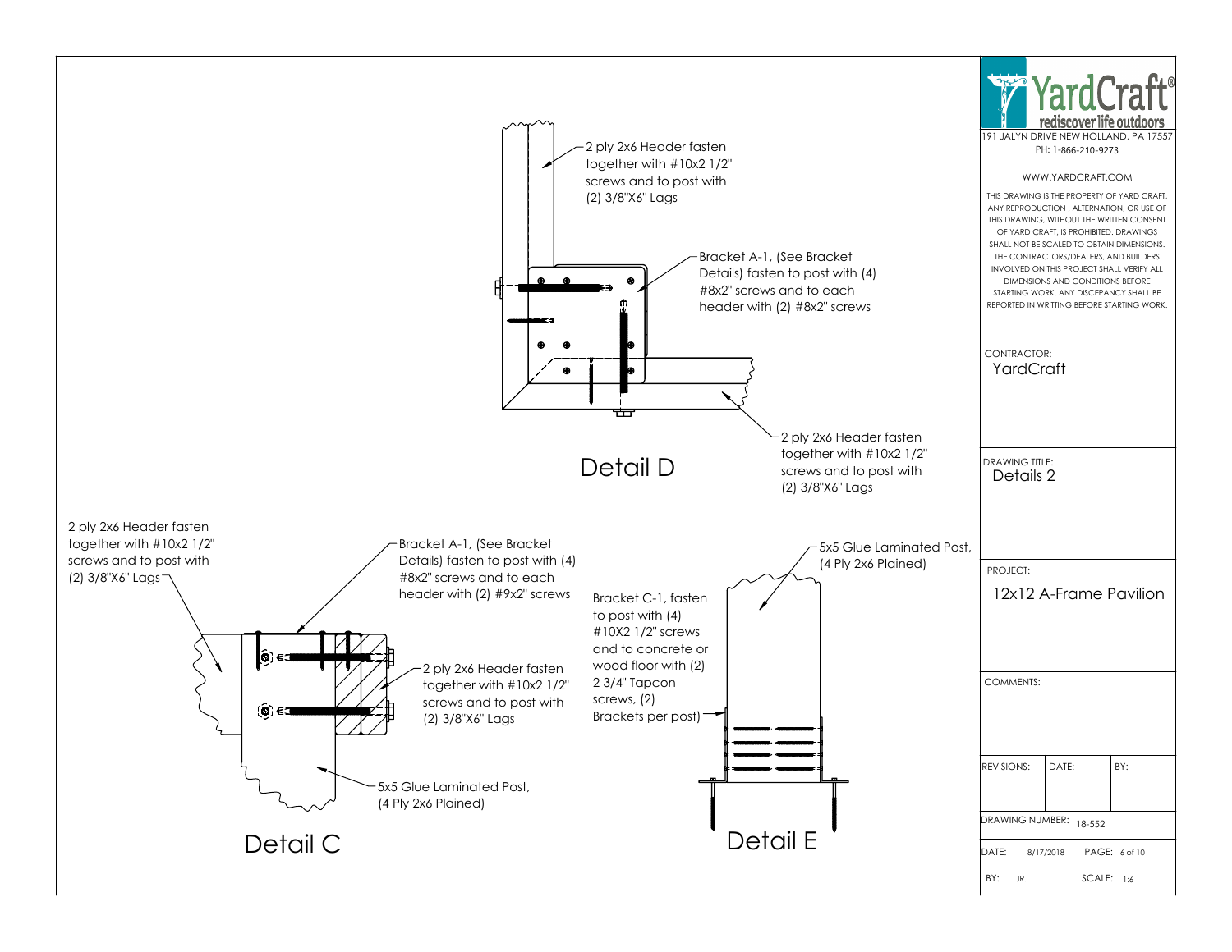## Detail D

2 ply 2x6 Header fasten together with #10x2 1/2" screws and to post with (2) 3/8"X6" Lags

Bracket A-1, (See Bracket Details) fasten to post with (4) #8x2" screws and to each header with (2) #8x2" screws

2 ply 2x6 Header fasten together with #10x2 1/2" screws and to post with (2) 3/8"X6" Lags

## Detail C

2 ply 2x6 Header fasten together with #10x2 1/2" screws and to post with (2) 3/8"X6" Lags

Bracket A-1, (See Bracket Details) fasten to post with (4) #8x2" screws and to each header with (2) #9x2" screws

2 ply 2x6 Header fasten together with #10x2 1/2" screws and to post with (2) 3/8"X6" Lags

5x5 Glue Laminated Post, (4 Ply 2x6 Plained)

## Detail E

5x5 Glue Laminated Post, (4 Ply 2x6 Plained)

Bracket C-1, fasten to post with (4) #10X2 1/2" screws and to concrete or wood floor with (2) 2 3/4" Tapcon screws, (2) Brackets per post)

---

**YardCraft®** rediscover life outdoors
191 JALYN DRIVE NEW HOLLAND, PA 17557
PH: 1-866-210-9273
WWW.YARDCRAFT.COM

THIS DRAWING IS THE PROPERTY OF YARD CRAFT, ANY REPRODUCTION , ALTERNATION, OR USE OF THIS DRAWING, WITHOUT THE WRITTEN CONSENT OF YARD CRAFT, IS PROHIBITED. DRAWINGS SHALL NOT BE SCALED TO OBTAIN DIMENSIONS. THE CONTRACTORS/DEALERS, AND BUILDERS INVOLVED ON THIS PROJECT SHALL VERIFY ALL DIMENSIONS AND CONDITIONS BEFORE STARTING WORK. ANY DISCEPANCY SHALL BE REPORTED IN WRITTING BEFORE STARTING WORK.

CONTRACTOR: YardCraft

DRAWING TITLE: Details 2

PROJECT: 12x12 A-Frame Pavilion

COMMENTS:

| REVISIONS: | DATE: | BY: |
|---|---|---|
| | | |

DRAWING NUMBER: 18-552

DATE: 8/17/2018 | PAGE: 6 of 10

BY: JR. | SCALE: 1:6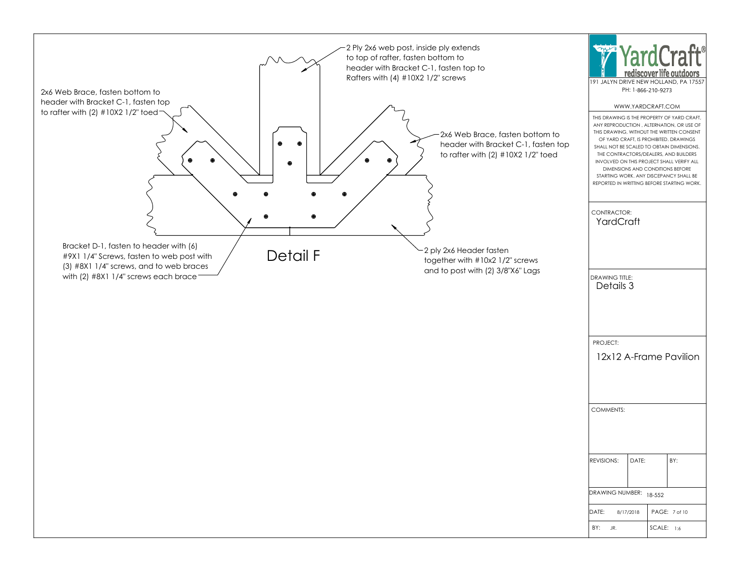# Detail F

2 Ply 2x6 web post, inside ply extends to top of rafter, fasten bottom to header with Bracket C-1, fasten top to Rafters with (4) #10X2 1/2" screws

2x6 Web Brace, fasten bottom to header with Bracket C-1, fasten top to rafter with (2) #10X2 1/2" toed

2x6 Web Brace, fasten bottom to header with Bracket C-1, fasten top to rafter with (2) #10X2 1/2" toed

Bracket D-1, fasten to header with (6) #9X1 1/4" Screws, fasten to web post with (3) #8X1 1/4" screws, and to web braces with (2) #8X1 1/4" screws each brace

2 ply 2x6 Header fasten together with #10x2 1/2" screws and to post with (2) 3/8"X6" Lags

---

**YardCraft®** rediscover life outdoors
191 JALYN DRIVE NEW HOLLAND, PA 17557
PH: 1-866-210-9273

WWW.YARDCRAFT.COM

THIS DRAWING IS THE PROPERTY OF YARD CRAFT, ANY REPRODUCTION , ALTERNATION, OR USE OF THIS DRAWING, WITHOUT THE WRITTEN CONSENT OF YARD CRAFT, IS PROHIBITED. DRAWINGS SHALL NOT BE SCALED TO OBTAIN DIMENSIONS. THE CONTRACTORS/DEALERS, AND BUILDERS INVOLVED ON THIS PROJECT SHALL VERIFY ALL DIMENSIONS AND CONDITIONS BEFORE STARTING WORK. ANY DISCEPANCY SHALL BE REPORTED IN WRITTING BEFORE STARTING WORK.

CONTRACTOR: YardCraft

DRAWING TITLE: Details 3

PROJECT: 12x12 A-Frame Pavilion

COMMENTS:

| REVISIONS: | DATE: | BY: |
|---|---|---|
| | | |

DRAWING NUMBER: 18-552

DATE: 8/17/2018 | PAGE: 7 of 10

BY: JR. | SCALE: 1:6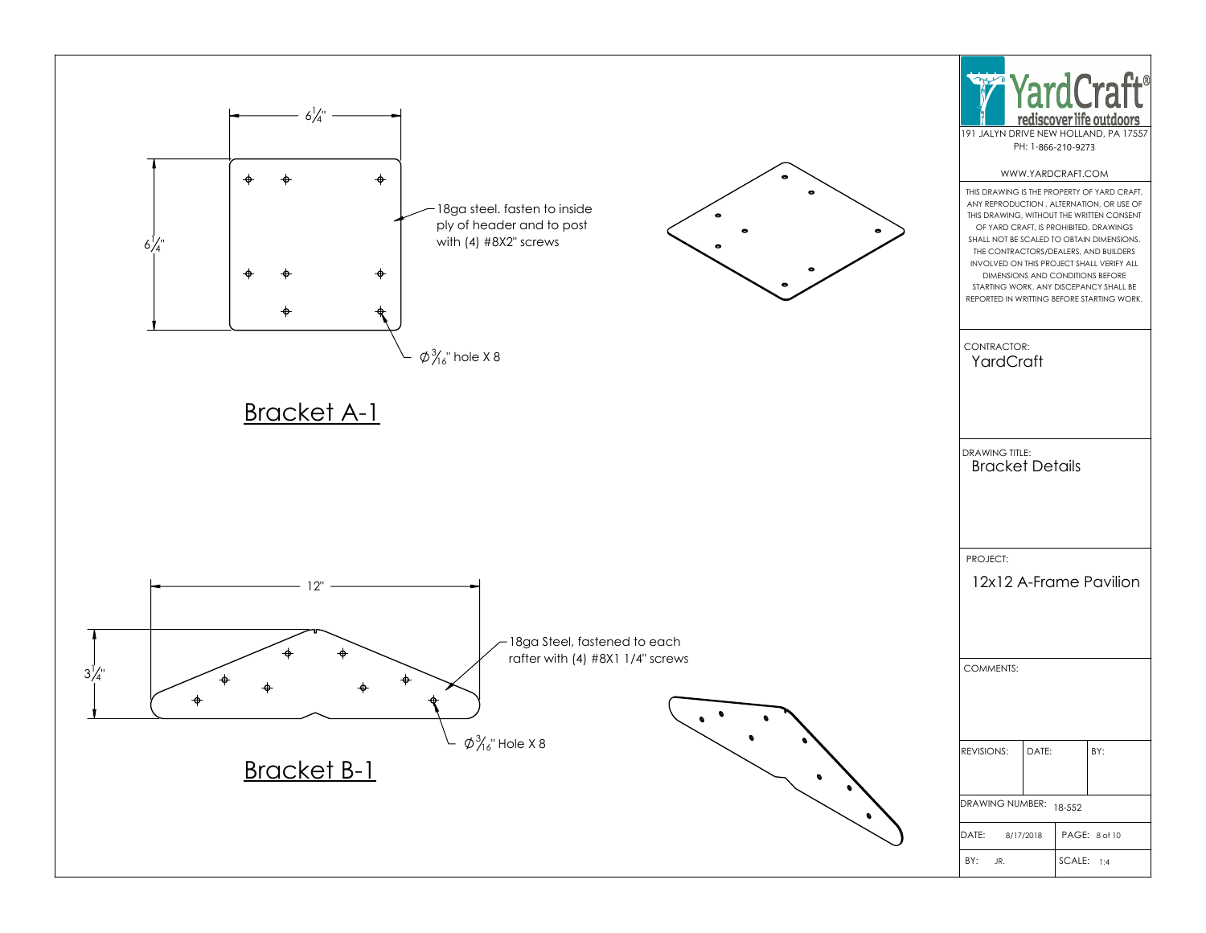## Bracket A-1

6¼"

6¼"

18ga steel. fasten to inside ply of header and to post with (4) #8X2" screws

Ø3/16" hole X 8

## Bracket B-1

12"

3¼"

18ga Steel, fastened to each rafter with (4) #8X1 1/4" screws

Ø3/16" Hole X 8

---

**YardCraft®**
rediscover life outdoors

191 JALYN DRIVE NEW HOLLAND, PA 17557
PH: 1-866-210-9273

WWW.YARDCRAFT.COM

THIS DRAWING IS THE PROPERTY OF YARD CRAFT, ANY REPRODUCTION , ALTERNATION, OR USE OF THIS DRAWING, WITHOUT THE WRITTEN CONSENT OF YARD CRAFT, IS PROHIBITED. DRAWINGS SHALL NOT BE SCALED TO OBTAIN DIMENSIONS. THE CONTRACTORS/DEALERS, AND BUILDERS INVOLVED ON THIS PROJECT SHALL VERIFY ALL DIMENSIONS AND CONDITIONS BEFORE STARTING WORK. ANY DISCEPANCY SHALL BE REPORTED IN WRITTING BEFORE STARTING WORK.

CONTRACTOR: YardCraft

DRAWING TITLE: Bracket Details

PROJECT: 12x12 A-Frame Pavilion

COMMENTS:

| REVISIONS: | DATE: | BY: |
|---|---|---|
| | | |

DRAWING NUMBER: 18-552

| DATE: 8/17/2018 | PAGE: 8 of 10 |
|---|---|
| BY: JR. | SCALE: 1:4 |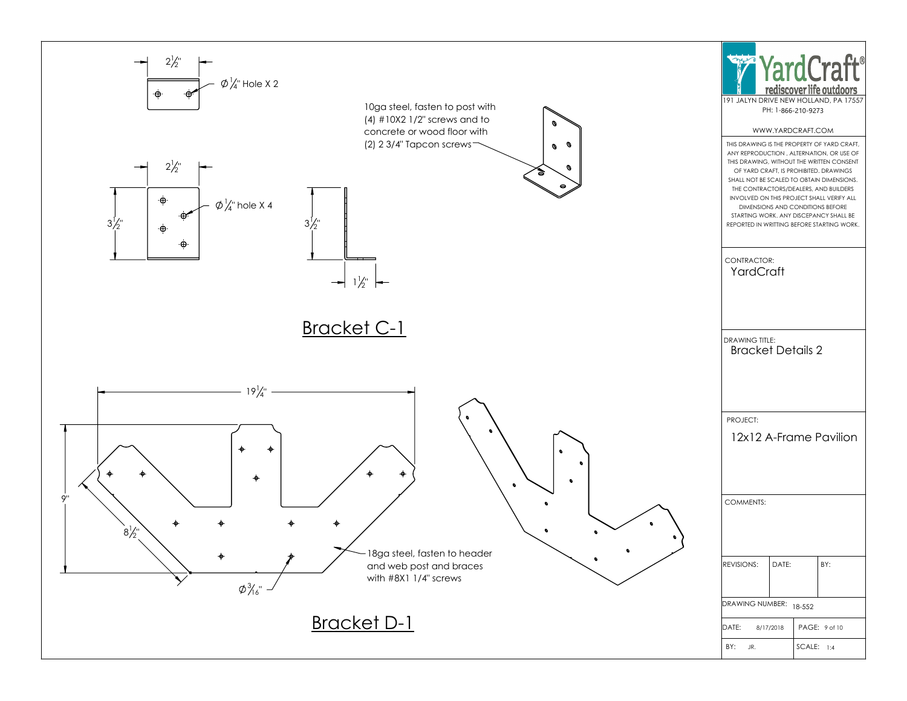## Bracket C-1

$2\frac{1}{2}$"

$\varnothing\frac{1}{4}$" Hole X 2

$2\frac{1}{2}$"

$3\frac{1}{2}$"

$\varnothing\frac{1}{4}$" hole X 4

$3\frac{1}{2}$"

$1\frac{1}{2}$"

10ga steel, fasten to post with (4) #10X2 1/2" screws and to concrete or wood floor with (2) 2 3/4" Tapcon screws

## Bracket D-1

$19\frac{1}{4}$"

9"

$8\frac{1}{2}$"

$\varnothing\frac{3}{16}$"

18ga steel, fasten to header and web post and braces with #8X1 1/4" screws

---

**YardCraft** rediscover life outdoors

191 JALYN DRIVE NEW HOLLAND, PA 17557
PH: 1-866-210-9273

WWW.YARDCRAFT.COM

THIS DRAWING IS THE PROPERTY OF YARD CRAFT, ANY REPRODUCTION , ALTERNATION, OR USE OF THIS DRAWING, WITHOUT THE WRITTEN CONSENT OF YARD CRAFT, IS PROHIBITED. DRAWINGS SHALL NOT BE SCALED TO OBTAIN DIMENSIONS. THE CONTRACTORS/DEALERS, AND BUILDERS INVOLVED ON THIS PROJECT SHALL VERIFY ALL DIMENSIONS AND CONDITIONS BEFORE STARTING WORK. ANY DISCEPANCY SHALL BE REPORTED IN WRITTING BEFORE STARTING WORK.

CONTRACTOR: YardCraft

DRAWING TITLE: Bracket Details 2

PROJECT: 12x12 A-Frame Pavilion

COMMENTS:

| REVISIONS: | DATE: | BY: |
|---|---|---|
| | | |

DRAWING NUMBER: 18-552

| DATE: 8/17/2018 | PAGE: 9 of 10 |
|---|---|
| BY: JR. | SCALE: 1:4 |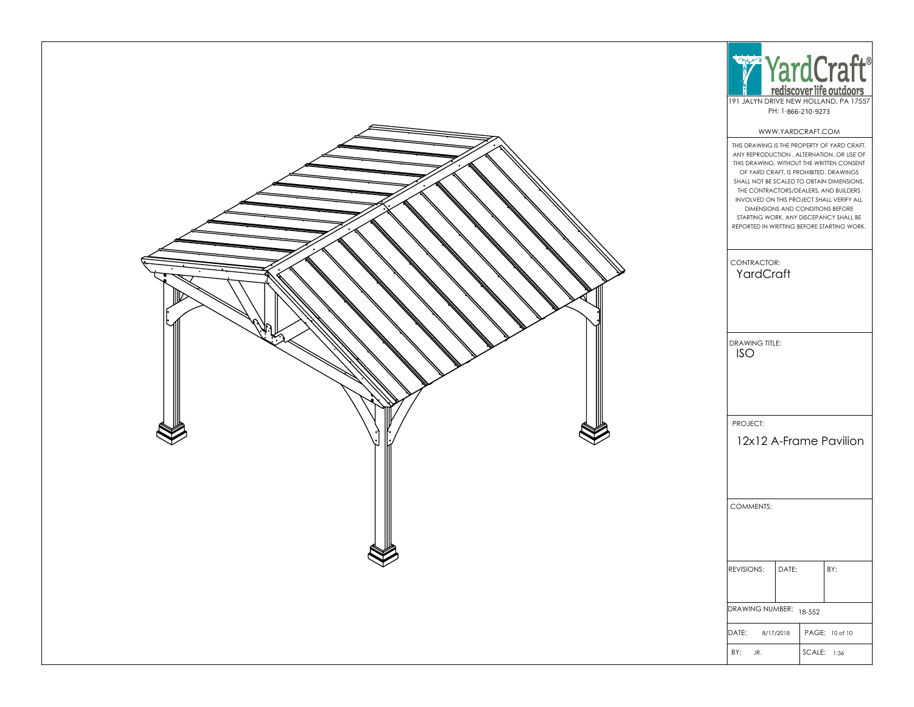YardCraft®

rediscover life outdoors

191 JALYN DRIVE NEW HOLLAND, PA 17557

PH: 1-866-210-9273

WWW.YARDCRAFT.COM

THIS DRAWING IS THE PROPERTY OF YARD CRAFT, ANY REPRODUCTION , ALTERNATION, OR USE OF THIS DRAWING, WITHOUT THE WRITTEN CONSENT OF YARD CRAFT, IS PROHIBITED. DRAWINGS SHALL NOT BE SCALED TO OBTAIN DIMENSIONS. THE CONTRACTORS/DEALERS, AND BUILDERS INVOLVED ON THIS PROJECT SHALL VERIFY ALL DIMENSIONS AND CONDITIONS BEFORE STARTING WORK. ANY DISCEPANCY SHALL BE REPORTED IN WRITTING BEFORE STARTING WORK.

CONTRACTOR:
YardCraft

DRAWING TITLE:
ISO

PROJECT:
12x12 A-Frame Pavilion

COMMENTS:

| REVISIONS: | DATE: | BY: |
| --- | --- | --- |

DRAWING NUMBER: 18-552

DATE: 8/17/2018

BY: JR.

SCALE: 1:36